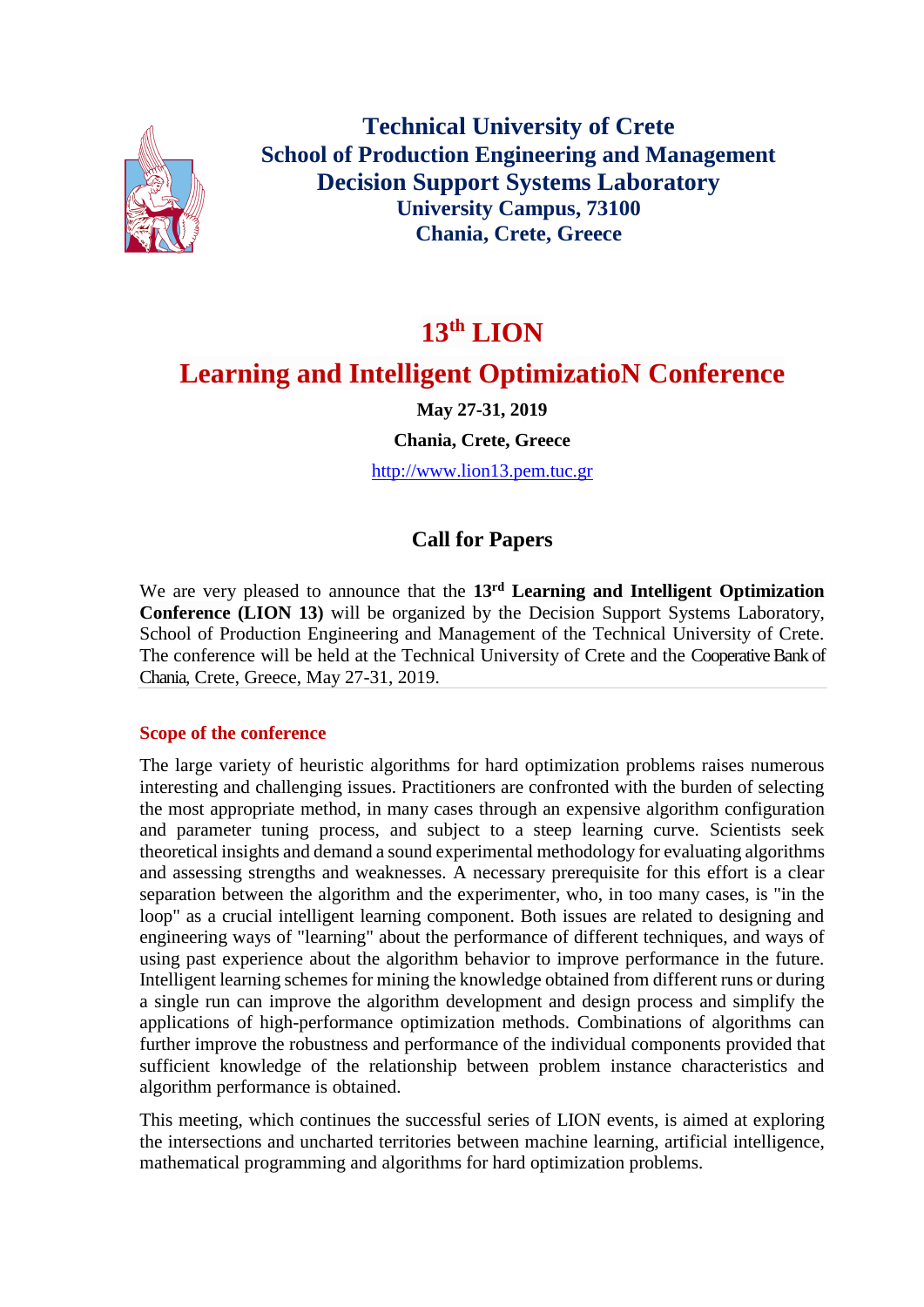**Technical University of Crete**
**School of Production Engineering and Management**
**Decision Support Systems Laboratory**
**University Campus, 73100**
**Chania, Crete, Greece**

# 13th LION

# Learning and Intelligent OptimizatioN Conference

**May 27-31, 2019**

**Chania, Crete, Greece**

http://www.lion13.pem.tuc.gr

## Call for Papers

We are very pleased to announce that the **13rd Learning and Intelligent Optimization Conference (LION 13)** will be organized by the Decision Support Systems Laboratory, School of Production Engineering and Management of the Technical University of Crete. The conference will be held at the Technical University of Crete and the Cooperative Bank of Chania, Crete, Greece, May 27-31, 2019.

### Scope of the conference

The large variety of heuristic algorithms for hard optimization problems raises numerous interesting and challenging issues. Practitioners are confronted with the burden of selecting the most appropriate method, in many cases through an expensive algorithm configuration and parameter tuning process, and subject to a steep learning curve. Scientists seek theoretical insights and demand a sound experimental methodology for evaluating algorithms and assessing strengths and weaknesses. A necessary prerequisite for this effort is a clear separation between the algorithm and the experimenter, who, in too many cases, is "in the loop" as a crucial intelligent learning component. Both issues are related to designing and engineering ways of "learning" about the performance of different techniques, and ways of using past experience about the algorithm behavior to improve performance in the future. Intelligent learning schemes for mining the knowledge obtained from different runs or during a single run can improve the algorithm development and design process and simplify the applications of high-performance optimization methods. Combinations of algorithms can further improve the robustness and performance of the individual components provided that sufficient knowledge of the relationship between problem instance characteristics and algorithm performance is obtained.

This meeting, which continues the successful series of LION events, is aimed at exploring the intersections and uncharted territories between machine learning, artificial intelligence, mathematical programming and algorithms for hard optimization problems.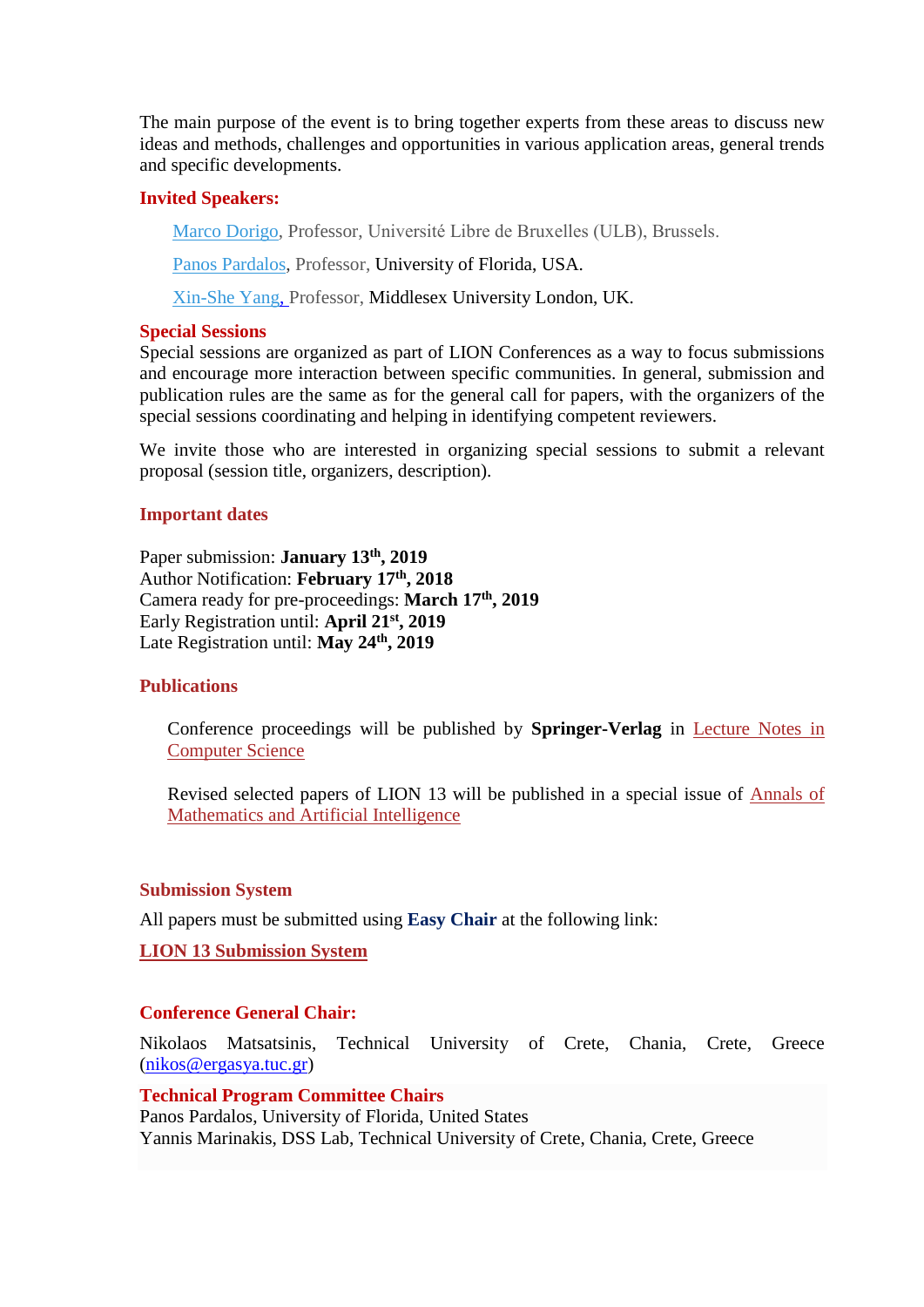The main purpose of the event is to bring together experts from these areas to discuss new ideas and methods, challenges and opportunities in various application areas, general trends and specific developments.

**Invited Speakers:**

Marco Dorigo, Professor, Université Libre de Bruxelles (ULB), Brussels.

Panos Pardalos, Professor, University of Florida, USA.

Xin-She Yang, Professor, Middlesex University London, UK.

**Special Sessions**

Special sessions are organized as part of LION Conferences as a way to focus submissions and encourage more interaction between specific communities. In general, submission and publication rules are the same as for the general call for papers, with the organizers of the special sessions coordinating and helping in identifying competent reviewers.

We invite those who are interested in organizing special sessions to submit a relevant proposal (session title, organizers, description).

**Important dates**

Paper submission: **January 13th, 2019**
Author Notification: **February 17th, 2018**
Camera ready for pre-proceedings: **March 17th, 2019**
Early Registration until: **April 21st, 2019**
Late Registration until: **May 24th, 2019**

**Publications**

Conference proceedings will be published by **Springer-Verlag** in Lecture Notes in Computer Science

Revised selected papers of LION 13 will be published in a special issue of Annals of Mathematics and Artificial Intelligence

**Submission System**

All papers must be submitted using **Easy Chair** at the following link:

**LION 13 Submission System**

**Conference General Chair:**

Nikolaos Matsatsinis, Technical University of Crete, Chania, Crete, Greece (nikos@ergasya.tuc.gr)

**Technical Program Committee Chairs**

Panos Pardalos, University of Florida, United States
Yannis Marinakis, DSS Lab, Technical University of Crete, Chania, Crete, Greece